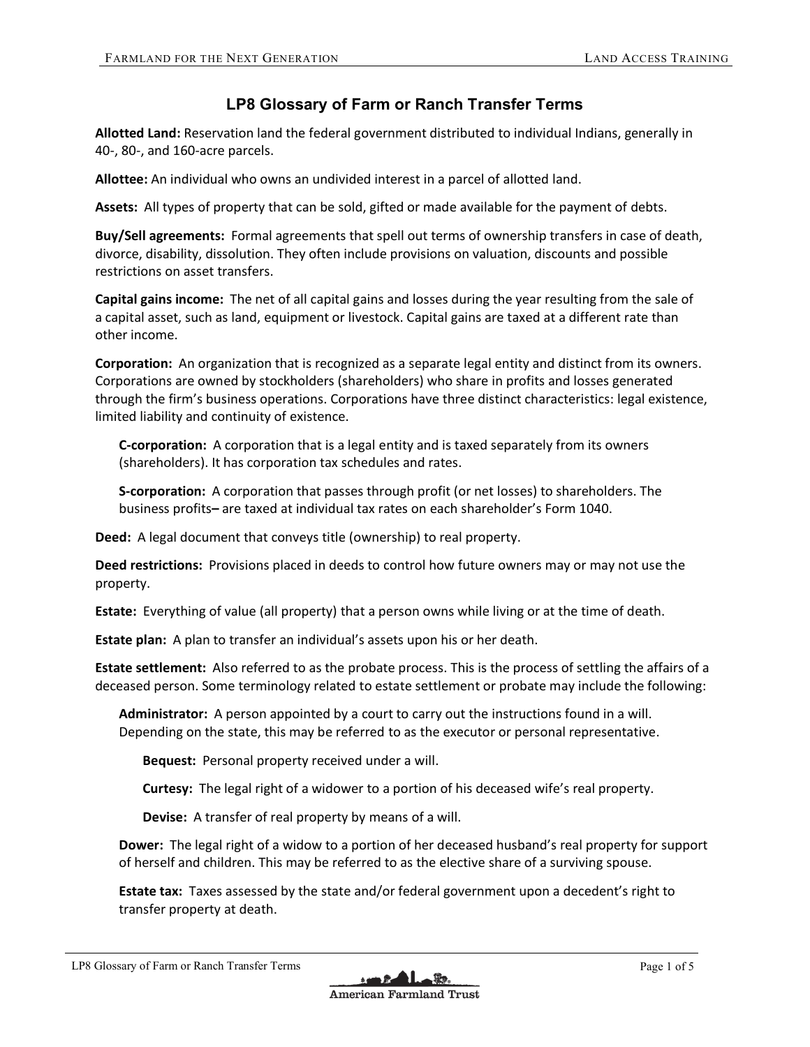# LP8 Glossary of Farm or Ranch Transfer Terms

**Allotted Land:** Reservation land the federal government distributed to individual Indians, generally in 40-, 80-, and 160-acre parcels.

**Allottee:** An individual who owns an undivided interest in a parcel of allotted land.

**Assets:** All types of property that can be sold, gifted or made available for the payment of debts.

**Buy/Sell agreements:** Formal agreements that spell out terms of ownership transfers in case of death, divorce, disability, dissolution. They often include provisions on valuation, discounts and possible restrictions on asset transfers.

**Capital gains income:** The net of all capital gains and losses during the year resulting from the sale of a capital asset, such as land, equipment or livestock. Capital gains are taxed at a different rate than other income.

**Corporation:** An organization that is recognized as a separate legal entity and distinct from its owners. Corporations are owned by stockholders (shareholders) who share in profits and losses generated through the firm's business operations. Corporations have three distinct characteristics: legal existence, limited liability and continuity of existence.

> **C-corporation:** A corporation that is a legal entity and is taxed separately from its owners (shareholders). It has corporation tax schedules and rates.
>
> **S-corporation:** A corporation that passes through profit (or net losses) to shareholders. The business profits– are taxed at individual tax rates on each shareholder's Form 1040.

**Deed:** A legal document that conveys title (ownership) to real property.

**Deed restrictions:** Provisions placed in deeds to control how future owners may or may not use the property.

**Estate:** Everything of value (all property) that a person owns while living or at the time of death.

**Estate plan:** A plan to transfer an individual's assets upon his or her death.

**Estate settlement:** Also referred to as the probate process. This is the process of settling the affairs of a deceased person. Some terminology related to estate settlement or probate may include the following:

> **Administrator:** A person appointed by a court to carry out the instructions found in a will. Depending on the state, this may be referred to as the executor or personal representative.
>
> > **Bequest:** Personal property received under a will.
> >
> > **Curtesy:** The legal right of a widower to a portion of his deceased wife's real property.
> >
> > **Devise:** A transfer of real property by means of a will.
>
> **Dower:** The legal right of a widow to a portion of her deceased husband's real property for support of herself and children. This may be referred to as the elective share of a surviving spouse.
>
> **Estate tax:** Taxes assessed by the state and/or federal government upon a decedent's right to transfer property at death.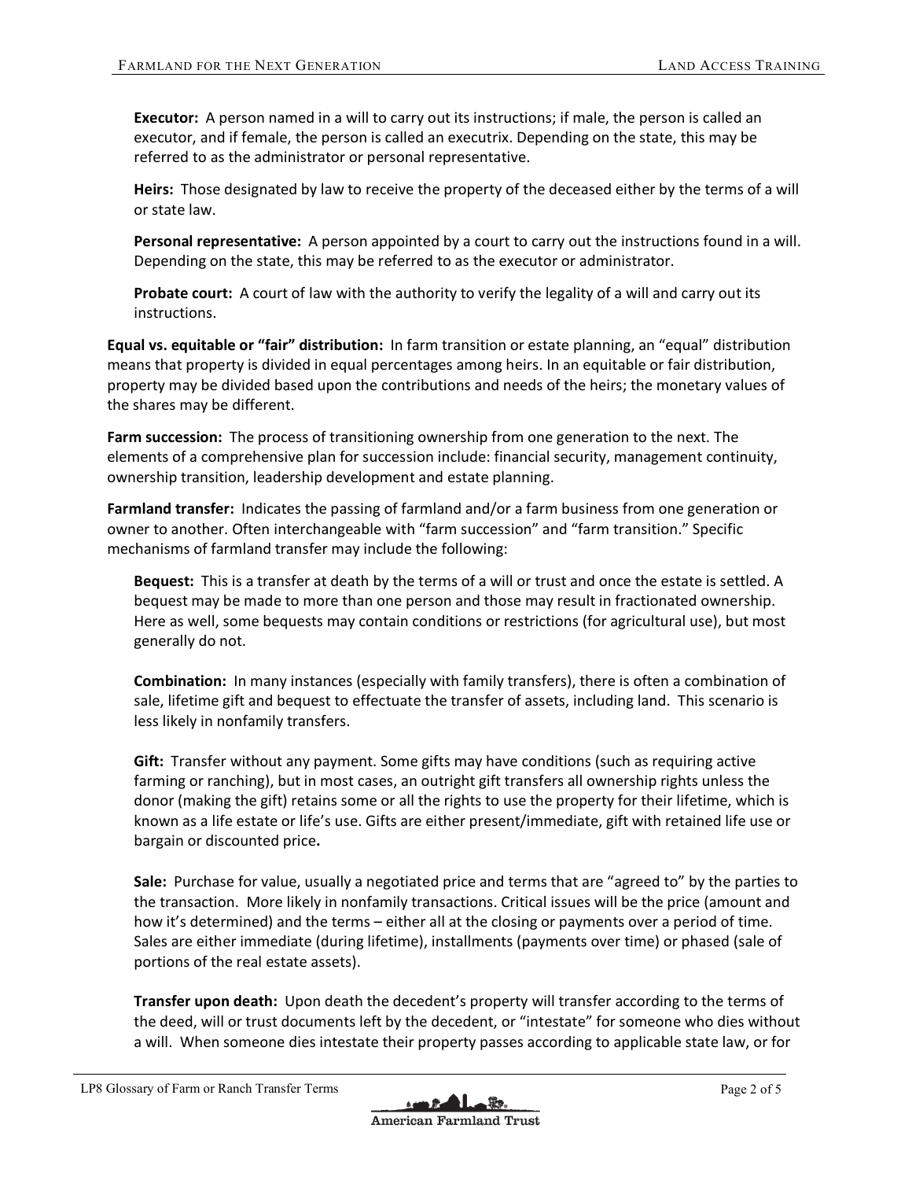**Executor:** A person named in a will to carry out its instructions; if male, the person is called an executor, and if female, the person is called an executrix. Depending on the state, this may be referred to as the administrator or personal representative.

**Heirs:** Those designated by law to receive the property of the deceased either by the terms of a will or state law.

**Personal representative:** A person appointed by a court to carry out the instructions found in a will. Depending on the state, this may be referred to as the executor or administrator.

**Probate court:** A court of law with the authority to verify the legality of a will and carry out its instructions.

**Equal vs. equitable or "fair" distribution:** In farm transition or estate planning, an "equal" distribution means that property is divided in equal percentages among heirs. In an equitable or fair distribution, property may be divided based upon the contributions and needs of the heirs; the monetary values of the shares may be different.

**Farm succession:** The process of transitioning ownership from one generation to the next. The elements of a comprehensive plan for succession include: financial security, management continuity, ownership transition, leadership development and estate planning.

**Farmland transfer:** Indicates the passing of farmland and/or a farm business from one generation or owner to another. Often interchangeable with "farm succession" and "farm transition." Specific mechanisms of farmland transfer may include the following:

**Bequest:** This is a transfer at death by the terms of a will or trust and once the estate is settled. A bequest may be made to more than one person and those may result in fractionated ownership. Here as well, some bequests may contain conditions or restrictions (for agricultural use), but most generally do not.

**Combination:** In many instances (especially with family transfers), there is often a combination of sale, lifetime gift and bequest to effectuate the transfer of assets, including land. This scenario is less likely in nonfamily transfers.

**Gift:** Transfer without any payment. Some gifts may have conditions (such as requiring active farming or ranching), but in most cases, an outright gift transfers all ownership rights unless the donor (making the gift) retains some or all the rights to use the property for their lifetime, which is known as a life estate or life's use. Gifts are either present/immediate, gift with retained life use or bargain or discounted price**.**

**Sale:** Purchase for value, usually a negotiated price and terms that are "agreed to" by the parties to the transaction. More likely in nonfamily transactions. Critical issues will be the price (amount and how it's determined) and the terms – either all at the closing or payments over a period of time. Sales are either immediate (during lifetime), installments (payments over time) or phased (sale of portions of the real estate assets).

**Transfer upon death:** Upon death the decedent's property will transfer according to the terms of the deed, will or trust documents left by the decedent, or "intestate" for someone who dies without a will. When someone dies intestate their property passes according to applicable state law, or for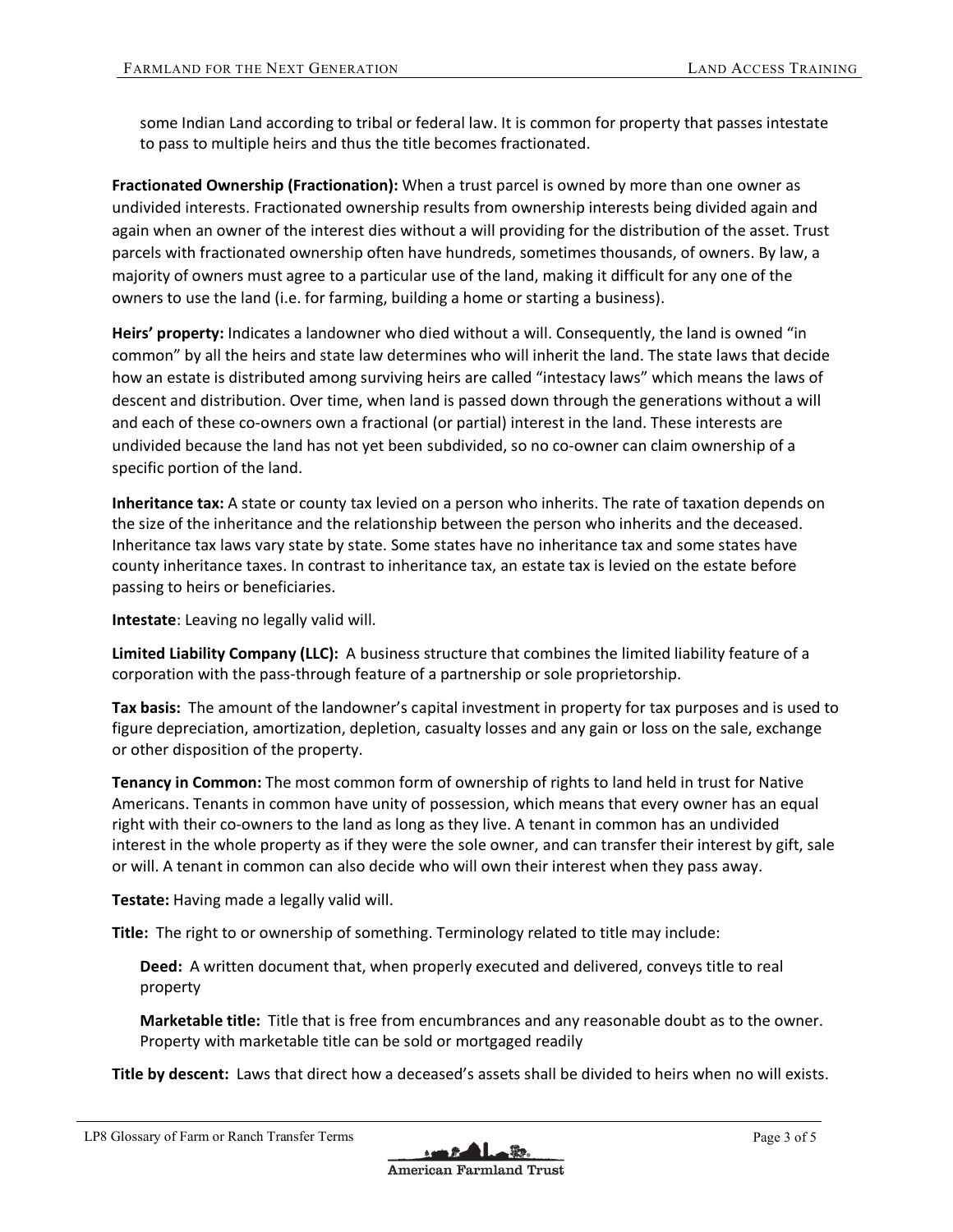some Indian Land according to tribal or federal law. It is common for property that passes intestate to pass to multiple heirs and thus the title becomes fractionated.

**Fractionated Ownership (Fractionation):** When a trust parcel is owned by more than one owner as undivided interests. Fractionated ownership results from ownership interests being divided again and again when an owner of the interest dies without a will providing for the distribution of the asset. Trust parcels with fractionated ownership often have hundreds, sometimes thousands, of owners. By law, a majority of owners must agree to a particular use of the land, making it difficult for any one of the owners to use the land (i.e. for farming, building a home or starting a business).

**Heirs' property:** Indicates a landowner who died without a will. Consequently, the land is owned "in common" by all the heirs and state law determines who will inherit the land. The state laws that decide how an estate is distributed among surviving heirs are called "intestacy laws" which means the laws of descent and distribution. Over time, when land is passed down through the generations without a will and each of these co-owners own a fractional (or partial) interest in the land. These interests are undivided because the land has not yet been subdivided, so no co-owner can claim ownership of a specific portion of the land.

**Inheritance tax:** A state or county tax levied on a person who inherits. The rate of taxation depends on the size of the inheritance and the relationship between the person who inherits and the deceased. Inheritance tax laws vary state by state. Some states have no inheritance tax and some states have county inheritance taxes. In contrast to inheritance tax, an estate tax is levied on the estate before passing to heirs or beneficiaries.

**Intestate**: Leaving no legally valid will.

**Limited Liability Company (LLC):** A business structure that combines the limited liability feature of a corporation with the pass-through feature of a partnership or sole proprietorship.

**Tax basis:** The amount of the landowner's capital investment in property for tax purposes and is used to figure depreciation, amortization, depletion, casualty losses and any gain or loss on the sale, exchange or other disposition of the property.

**Tenancy in Common:** The most common form of ownership of rights to land held in trust for Native Americans. Tenants in common have unity of possession, which means that every owner has an equal right with their co-owners to the land as long as they live. A tenant in common has an undivided interest in the whole property as if they were the sole owner, and can transfer their interest by gift, sale or will. A tenant in common can also decide who will own their interest when they pass away.

**Testate:** Having made a legally valid will.

**Title:** The right to or ownership of something. Terminology related to title may include:

> **Deed:** A written document that, when properly executed and delivered, conveys title to real property
>
> **Marketable title:** Title that is free from encumbrances and any reasonable doubt as to the owner. Property with marketable title can be sold or mortgaged readily

**Title by descent:** Laws that direct how a deceased's assets shall be divided to heirs when no will exists.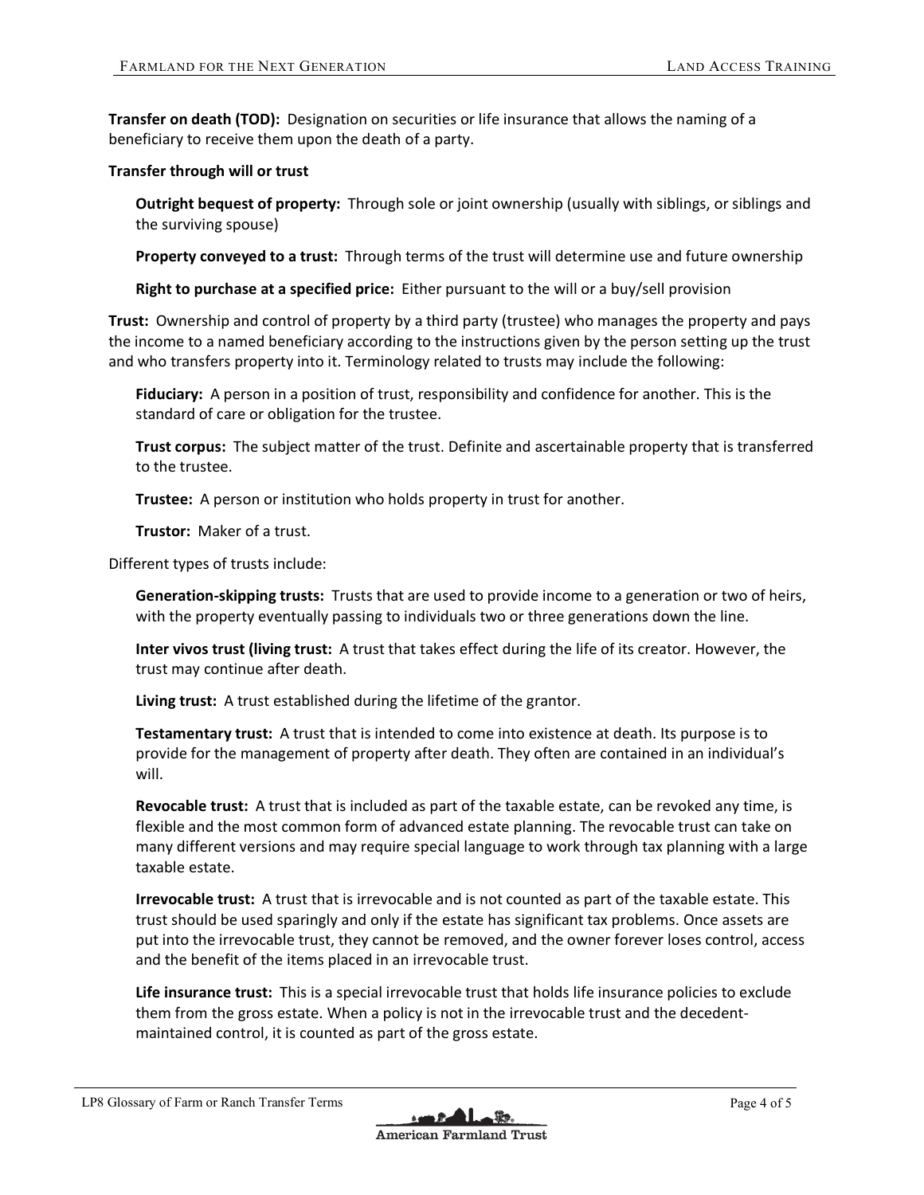**Transfer on death (TOD):** Designation on securities or life insurance that allows the naming of a beneficiary to receive them upon the death of a party.

**Transfer through will or trust**

> **Outright bequest of property:** Through sole or joint ownership (usually with siblings, or siblings and the surviving spouse)
>
> **Property conveyed to a trust:** Through terms of the trust will determine use and future ownership
>
> **Right to purchase at a specified price:** Either pursuant to the will or a buy/sell provision

**Trust:** Ownership and control of property by a third party (trustee) who manages the property and pays the income to a named beneficiary according to the instructions given by the person setting up the trust and who transfers property into it. Terminology related to trusts may include the following:

> **Fiduciary:** A person in a position of trust, responsibility and confidence for another. This is the standard of care or obligation for the trustee.
>
> **Trust corpus:** The subject matter of the trust. Definite and ascertainable property that is transferred to the trustee.
>
> **Trustee:** A person or institution who holds property in trust for another.
>
> **Trustor:** Maker of a trust.

Different types of trusts include:

> **Generation-skipping trusts:** Trusts that are used to provide income to a generation or two of heirs, with the property eventually passing to individuals two or three generations down the line.
>
> **Inter vivos trust (living trust:** A trust that takes effect during the life of its creator. However, the trust may continue after death.
>
> **Living trust:** A trust established during the lifetime of the grantor.
>
> **Testamentary trust:** A trust that is intended to come into existence at death. Its purpose is to provide for the management of property after death. They often are contained in an individual's will.
>
> **Revocable trust:** A trust that is included as part of the taxable estate, can be revoked any time, is flexible and the most common form of advanced estate planning. The revocable trust can take on many different versions and may require special language to work through tax planning with a large taxable estate.
>
> **Irrevocable trust:** A trust that is irrevocable and is not counted as part of the taxable estate. This trust should be used sparingly and only if the estate has significant tax problems. Once assets are put into the irrevocable trust, they cannot be removed, and the owner forever loses control, access and the benefit of the items placed in an irrevocable trust.
>
> **Life insurance trust:** This is a special irrevocable trust that holds life insurance policies to exclude them from the gross estate. When a policy is not in the irrevocable trust and the decedent-maintained control, it is counted as part of the gross estate.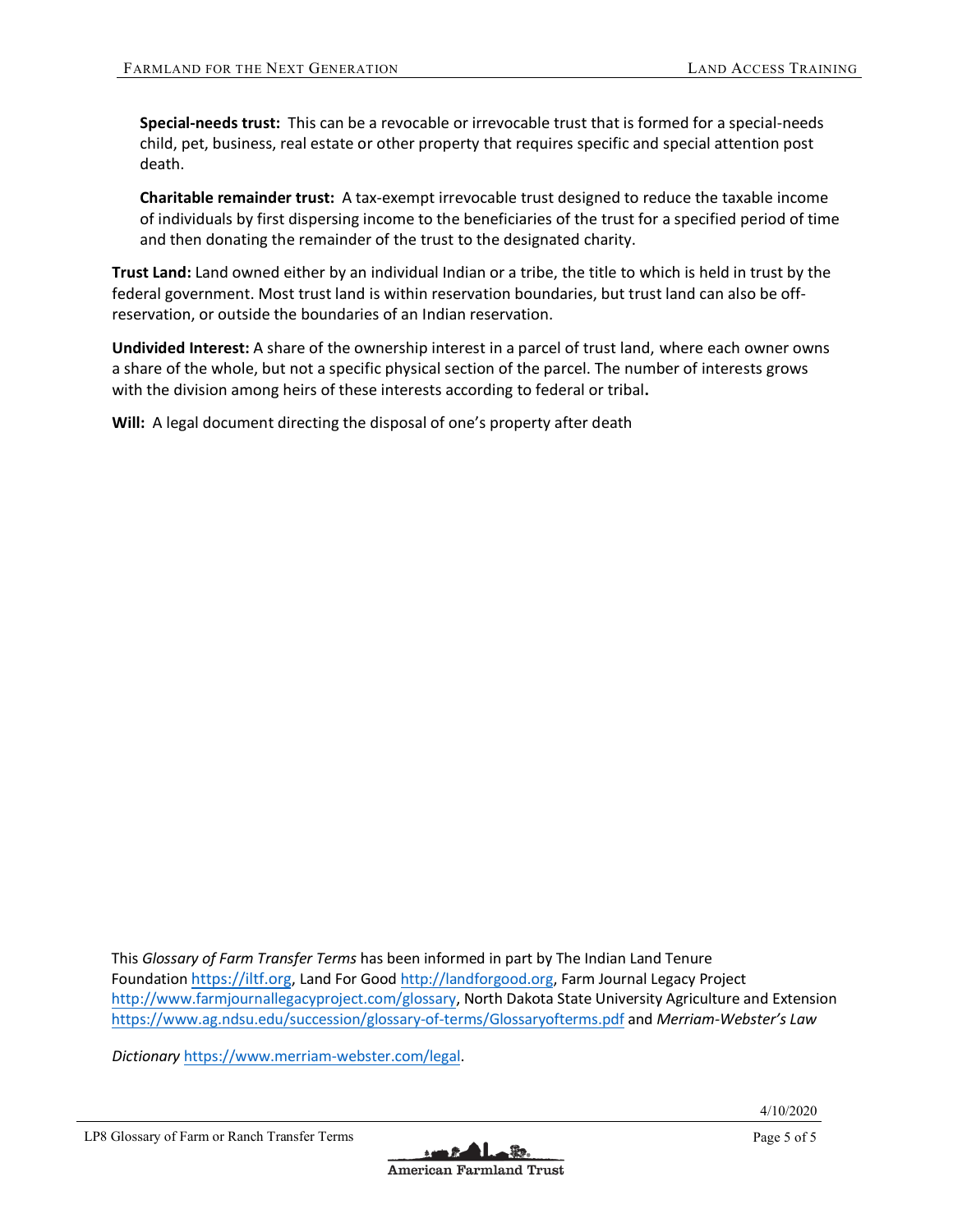**Special-needs trust:** This can be a revocable or irrevocable trust that is formed for a special-needs child, pet, business, real estate or other property that requires specific and special attention post death.

**Charitable remainder trust:** A tax-exempt irrevocable trust designed to reduce the taxable income of individuals by first dispersing income to the beneficiaries of the trust for a specified period of time and then donating the remainder of the trust to the designated charity.

**Trust Land:** Land owned either by an individual Indian or a tribe, the title to which is held in trust by the federal government. Most trust land is within reservation boundaries, but trust land can also be off-reservation, or outside the boundaries of an Indian reservation.

**Undivided Interest:** A share of the ownership interest in a parcel of trust land, where each owner owns a share of the whole, but not a specific physical section of the parcel. The number of interests grows with the division among heirs of these interests according to federal or tribal**.**

**Will:** A legal document directing the disposal of one's property after death

This *Glossary of Farm Transfer Terms* has been informed in part by The Indian Land Tenure Foundation https://iltf.org, Land For Good http://landforgood.org, Farm Journal Legacy Project http://www.farmjournallegacyproject.com/glossary, North Dakota State University Agriculture and Extension https://www.ag.ndsu.edu/succession/glossary-of-terms/Glossaryofterms.pdf and *Merriam-Webster's Law Dictionary* https://www.merriam-webster.com/legal.

4/10/2020

LP8 Glossary of Farm or Ranch Transfer Terms